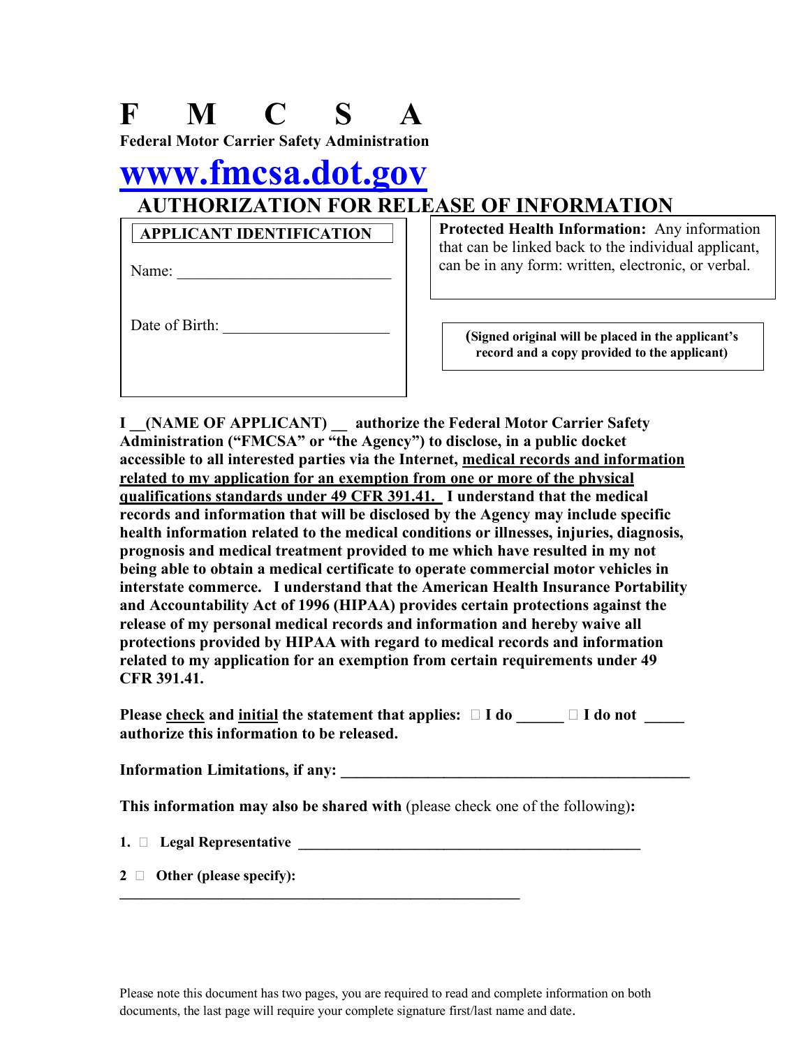# F M C S A

**Federal Motor Carrier Safety Administration**

# www.fmcsa.dot.gov

## AUTHORIZATION FOR RELEASE OF INFORMATION

**APPLICANT IDENTIFICATION**

Name: ___________________________

Date of Birth: ____________________

**Protected Health Information:** Any information that can be linked back to the individual applicant, can be in any form: written, electronic, or verbal.

**(Signed original will be placed in the applicant's record and a copy provided to the applicant)**

**I __(NAME OF APPLICANT) __ authorize the Federal Motor Carrier Safety Administration ("FMCSA" or "the Agency") to disclose, in a public docket accessible to all interested parties via the Internet, <u>medical records and information related to my application for an exemption from one or more of the physical qualifications standards under 49 CFR 391.41.</u> I understand that the medical records and information that will be disclosed by the Agency may include specific health information related to the medical conditions or illnesses, injuries, diagnosis, prognosis and medical treatment provided to me which have resulted in my not being able to obtain a medical certificate to operate commercial motor vehicles in interstate commerce. I understand that the American Health Insurance Portability and Accountability Act of 1996 (HIPAA) provides certain protections against the release of my personal medical records and information and hereby waive all protections provided by HIPAA with regard to medical records and information related to my application for an exemption from certain requirements under 49 CFR 391.41.**

**Please <u>check</u> and <u>initial</u> the statement that applies: ☐ I do ______ ☐ I do not _____ authorize this information to be released.**

**Information Limitations, if any: ______________________________________________**

**This information may also be shared with** (please check one of the following)**:**

**1.** ☐ **Legal Representative ______________________________________________**

**2** ☐ **Other (please specify):**

______________________________________________________

Please note this document has two pages, you are required to read and complete information on both documents, the last page will require your complete signature first/last name and date.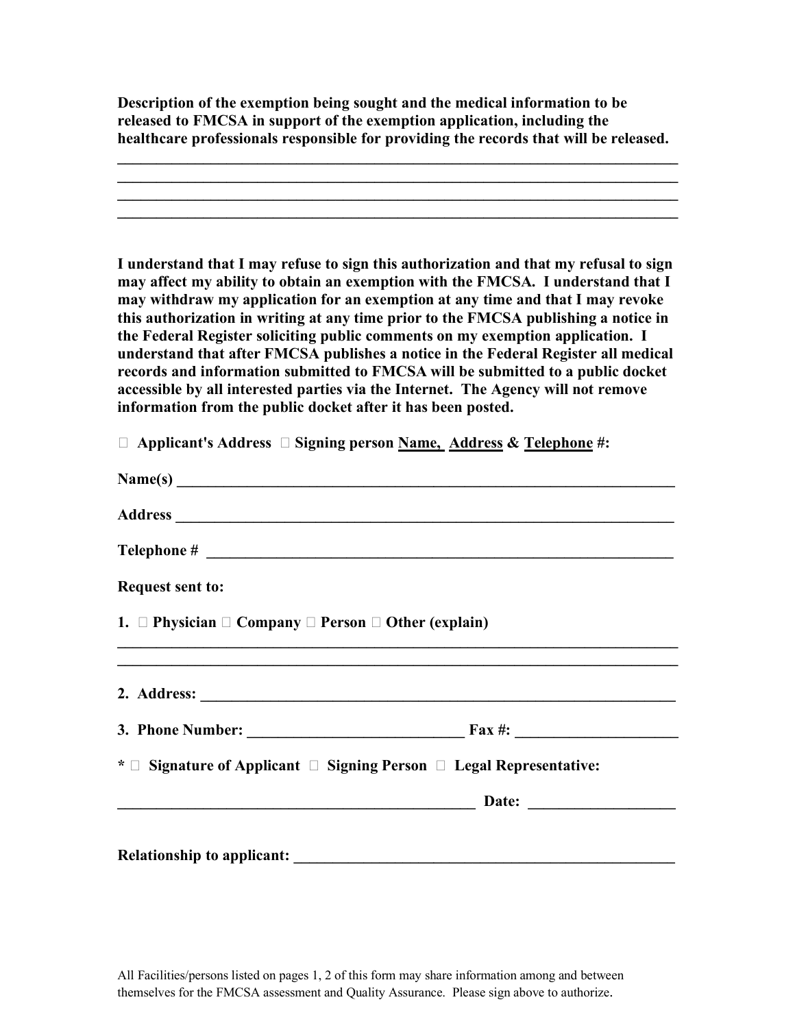**Description of the exemption being sought and the medical information to be released to FMCSA in support of the exemption application, including the healthcare professionals responsible for providing the records that will be released.**

_______________________________________________________________________________
_______________________________________________________________________________
_______________________________________________________________________________
_______________________________________________________________________________

**I understand that I may refuse to sign this authorization and that my refusal to sign may affect my ability to obtain an exemption with the FMCSA. I understand that I may withdraw my application for an exemption at any time and that I may revoke this authorization in writing at any time prior to the FMCSA publishing a notice in the Federal Register soliciting public comments on my exemption application. I understand that after FMCSA publishes a notice in the Federal Register all medical records and information submitted to FMCSA will be submitted to a public docket accessible by all interested parties via the Internet. The Agency will not remove information from the public docket after it has been posted.**

☐ **Applicant's Address** ☐ **Signing person Name, Address & Telephone #:**

**Name(s)** _______________________________________________________________

**Address** _______________________________________________________________

**Telephone #** ___________________________________________________________

**Request sent to:**

**1.** ☐ **Physician** ☐ **Company** ☐ **Person** ☐ **Other (explain)**

_______________________________________________________________________________
_______________________________________________________________________________

**2. Address:** ____________________________________________________________

**3. Phone Number:** ____________________________ **Fax #:** ____________________

**\*** ☐ **Signature of Applicant** ☐ **Signing Person** ☐ **Legal Representative:**

_______________________________________________ **Date:** ___________________

**Relationship to applicant:** _______________________________________________

All Facilities/persons listed on pages 1, 2 of this form may share information among and between themselves for the FMCSA assessment and Quality Assurance. Please sign above to authorize.